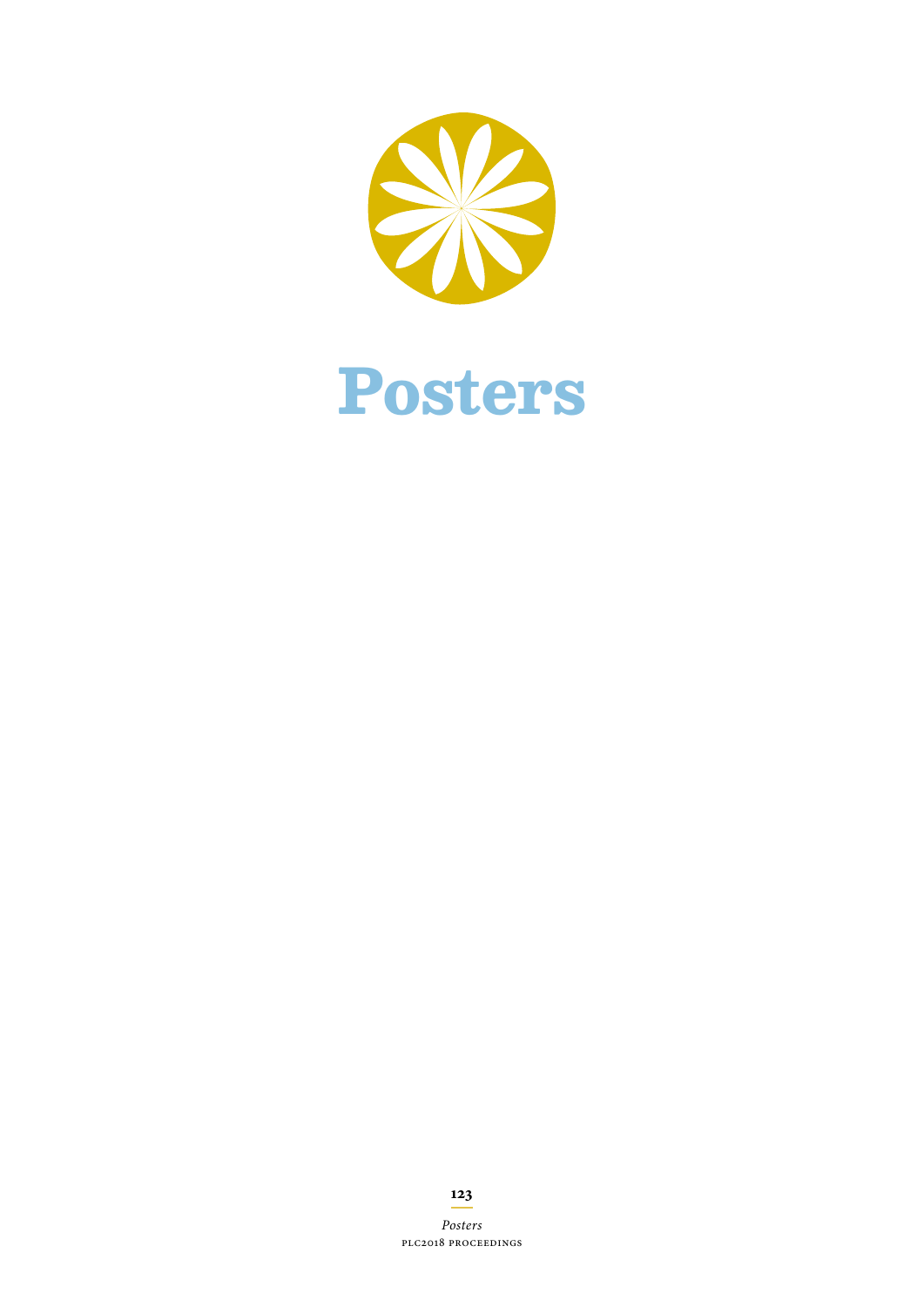# Posters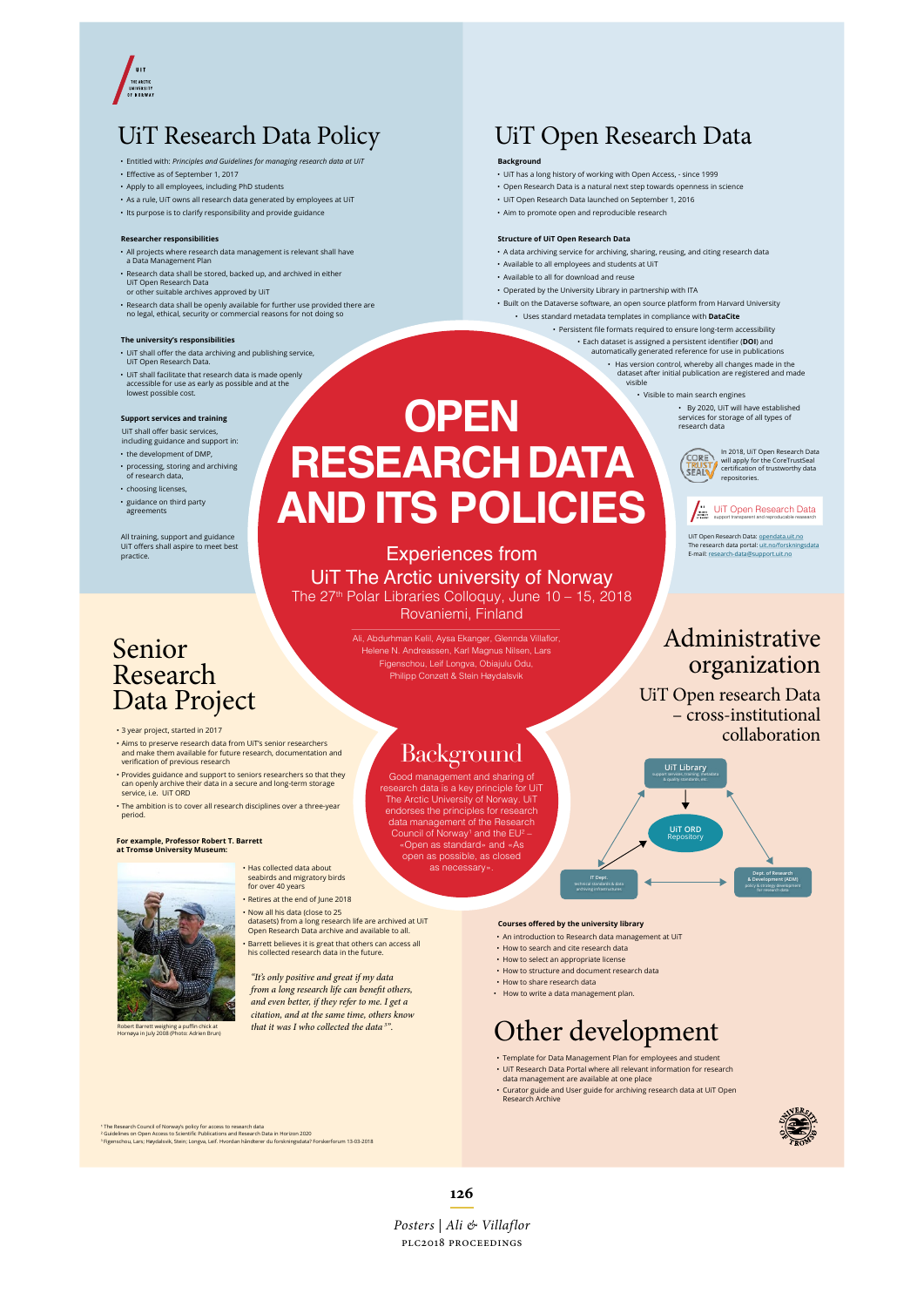UiT THE ARCTIC UNIVERSITY OF NORWAY

# UiT Research Data Policy

- Entitled with: *Principles and Guidelines for managing research data at UiT*
- Effective as of September 1, 2017
- Apply to all employees, including PhD students
- As a rule, UiT owns all research data generated by employees at UiT
- Its purpose is to clarify responsibility and provide guidance

**Researcher responsibilities**

- All projects where research data management is relevant shall have a Data Management Plan
- Research data shall be stored, backed up, and archived in either UiT Open Research Data or other suitable archives approved by UiT
- Research data shall be openly available for further use provided there are no legal, ethical, security or commercial reasons for not doing so

**The university's responsibilities**

- UiT shall offer the data archiving and publishing service, UiT Open Research Data.
- UiT shall facilitate that research data is made openly accessible for use as early as possible and at the lowest possible cost.

**Support services and training**

UiT shall offer basic services, including guidance and support in:

- the development of DMP,
- processing, storing and archiving of research data,
- choosing licenses,
- guidance on third party agreements

All training, support and guidance UiT offers shall aspire to meet best practice.

# UiT Open Research Data

**Background**

- UiT has a long history of working with Open Access, - since 1999
- Open Research Data is a natural next step towards openness in science
- UiT Open Research Data launched on September 1, 2016
- Aim to promote open and reproducible research

**Structure of UiT Open Research Data**

- A data archiving service for archiving, sharing, reusing, and citing research data
- Available to all employees and students at UiT
- Available to all for download and reuse
- Operated by the University Library in partnership with ITA
- Built on the Dataverse software, an open source platform from Harvard University
- Uses standard metadata templates in compliance with **DataCite**
- Persistent file formats required to ensure long-term accessibility
- Each dataset is assigned a persistent identifier (**DOI**) and automatically generated reference for use in publications
- Has version control, whereby all changes made in the dataset after initial publication are registered and made visible
- Visible to main search engines
- By 2020, UiT will have established services for storage of all types of research data

In 2018, UiT Open Research Data will apply for the CoreTrustSeal certification of trustworthy data repositories.

UiT Open Research Data — support transparent and reproducible research

UiT Open Research Data: opendata.uit.no
The research data portal: uit.no/forskningsdata
E-mail: research-data@support.uit.no

# OPEN RESEARCH DATA AND ITS POLICIES

## Experiences from UiT The Arctic university of Norway

The 27th Polar Libraries Colloquy, June 10 – 15, 2018 Rovaniemi, Finland

Ali, Abdurhman Kelil, Aysa Ekanger, Glennda Villaflor, Helene N. Andreassen, Karl Magnus Nilsen, Lars Figenschou, Leif Longva, Obiajulu Odu, Philipp Conzett & Stein Høydalsvik

## Background

Good management and sharing of research data is a key principle for UiT The Arctic University of Norway. UiT endorses the principles for research data management of the Research Council of Norway[1] and the EU[2] – «Open as standard» and «As open as possible, as closed as necessary».

# Senior Research Data Project

- 3 year project, started in 2017
- Aims to preserve research data from UiT's senior researchers and make them available for future research, documentation and verification of previous research
- Provides guidance and support to seniors researchers so that they can openly archive their data in a secure and long-term storage service, i.e. UiT ORD
- The ambition is to cover all research disciplines over a three-year period.

**For example, Professor Robert T. Barrett at Tromsø University Museum:**

- Has collected data about seabirds and migratory birds for over 40 years
- Retires at the end of June 2018
- Now all his data (close to 25 datasets) from a long research life are archived at UiT Open Research Data archive and available to all.
- Barrett believes it is great that others can access all his collected research data in the future.

*"It's only positive and great if my data from a long research life can benefit others, and even better, if they refer to me. I get a citation, and at the same time, others know that it was I who collected the data[3]".*

Robert Barrett weighing a puffin chick at Hornøya in July 2008 (Photo: Adrien Brun)

# Administrative organization

## UiT Open research Data – cross-institutional collaboration

UiT Library — support services, training, metadata & quality standards, etc.

UiT ORD Repository

IT Dept. — technical standards & data archiving infrastructures

Dept. of Research & Development (ADM) — policy & strategy development for research data

**Courses offered by the university library**

- An introduction to Research data management at UiT
- How to search and cite research data
- How to select an appropriate license
- How to structure and document research data
- How to share research data
- How to write a data management plan.

# Other development

- Template for Data Management Plan for employees and student
- UiT Research Data Portal where all relevant information for research data management are available at one place
- Curator guide and User guide for archiving research data at UiT Open Research Archive

[1] The Research Council of Norway's policy for access to research data
[2] Guidelines on Open Access to Scientific Publications and Research Data in Horizon 2020
[3] Figenschou, Lars; Høydalsvik, Stein; Longva, Leif. Hvordan håndterer du forskningsdata? Forskerforum 13-03-2018